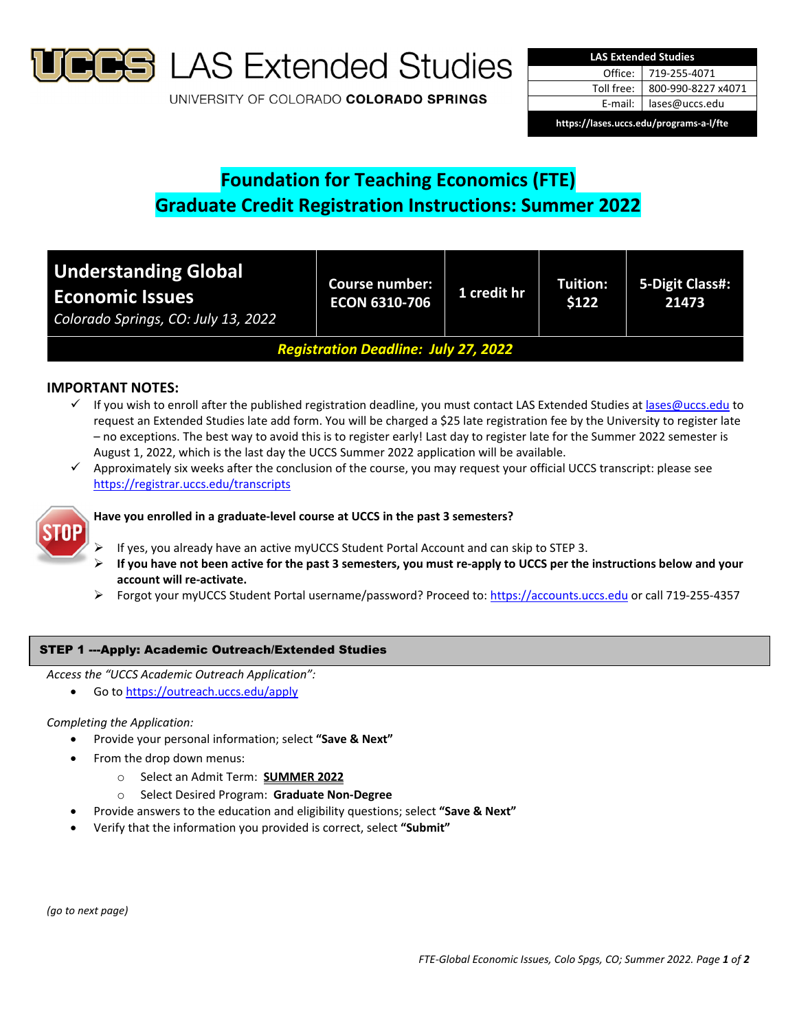# LAS Extended Studies

UNIVERSITY OF COLORADO **COLORADO SPRINGS**

| LAS Extended Studies | |
|---|---|
| Office: | 719-255-4071 |
| Toll free: | 800-990-8227 x4071 |
| E-mail: | lases@uccs.edu |
| https://lases.uccs.edu/programs-a-l/fte | |

# Foundation for Teaching Economics (FTE)
# Graduate Credit Registration Instructions: Summer 2022

| **Understanding Global Economic Issues** *Colorado Springs, CO: July 13, 2022* | **Course number: ECON 6310-706** | **1 credit hr** | **Tuition: $122** | **5-Digit Class#: 21473** |
|---|---|---|---|---|
| ***Registration Deadline: July 27, 2022*** | | | | |

## IMPORTANT NOTES:

- ✓ If you wish to enroll after the published registration deadline, you must contact LAS Extended Studies at lases@uccs.edu to request an Extended Studies late add form. You will be charged a $25 late registration fee by the University to register late – no exceptions. The best way to avoid this is to register early! Last day to register late for the Summer 2022 semester is August 1, 2022, which is the last day the UCCS Summer 2022 application will be available.
- ✓ Approximately six weeks after the conclusion of the course, you may request your official UCCS transcript: please see https://registrar.uccs.edu/transcripts

**Have you enrolled in a graduate-level course at UCCS in the past 3 semesters?**

- If yes, you already have an active myUCCS Student Portal Account and can skip to STEP 3.
- **If you have not been active for the past 3 semesters, you must re-apply to UCCS per the instructions below and your account will re-activate.**
- Forgot your myUCCS Student Portal username/password? Proceed to: https://accounts.uccs.edu or call 719-255-4357

## STEP 1 ---Apply: Academic Outreach/Extended Studies

*Access the "UCCS Academic Outreach Application":*

- Go to https://outreach.uccs.edu/apply

*Completing the Application:*

- Provide your personal information; select **"Save & Next"**
- From the drop down menus:
  - Select an Admit Term: **SUMMER 2022**
  - Select Desired Program: **Graduate Non-Degree**
- Provide answers to the education and eligibility questions; select **"Save & Next"**
- Verify that the information you provided is correct, select **"Submit"**

*(go to next page)*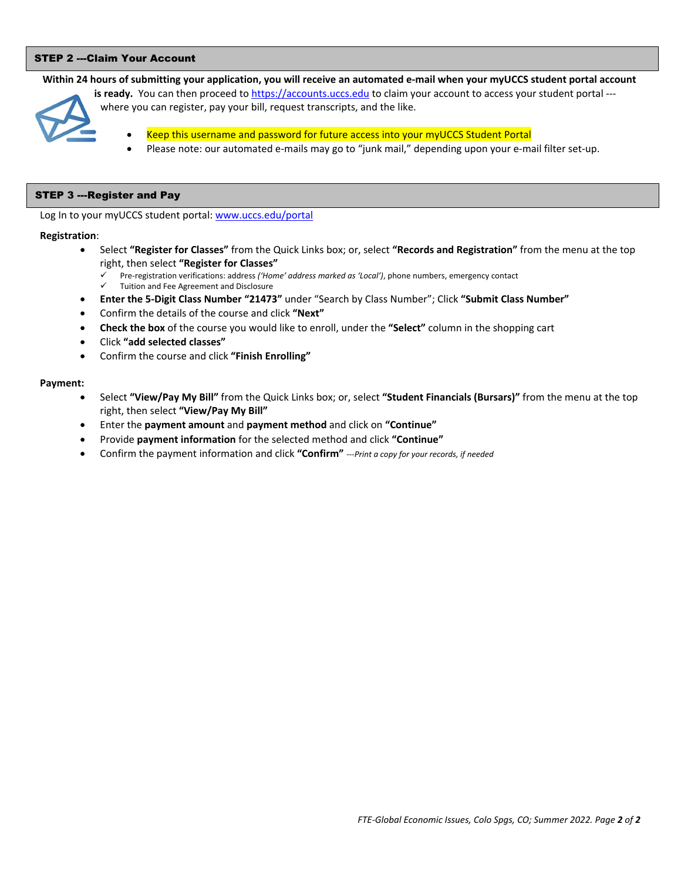## STEP 2 ---Claim Your Account

**Within 24 hours of submitting your application, you will receive an automated e-mail when your myUCCS student portal account is ready.** You can then proceed to https://accounts.uccs.edu to claim your account to access your student portal ---where you can register, pay your bill, request transcripts, and the like.

- Keep this username and password for future access into your myUCCS Student Portal
- Please note: our automated e-mails may go to "junk mail," depending upon your e-mail filter set-up.

## STEP 3 ---Register and Pay

Log In to your myUCCS student portal: www.uccs.edu/portal

**Registration**:

- Select **"Register for Classes"** from the Quick Links box; or, select **"Records and Registration"** from the menu at the top right, then select **"Register for Classes"**
  - ✓ Pre-registration verifications: address *('Home' address marked as 'Local')*, phone numbers, emergency contact
  - ✓ Tuition and Fee Agreement and Disclosure
- **Enter the 5-Digit Class Number "21473"** under "Search by Class Number"; Click **"Submit Class Number"**
- Confirm the details of the course and click **"Next"**
- **Check the box** of the course you would like to enroll, under the **"Select"** column in the shopping cart
- Click **"add selected classes"**
- Confirm the course and click **"Finish Enrolling"**

**Payment:**

- Select **"View/Pay My Bill"** from the Quick Links box; or, select **"Student Financials (Bursars)"** from the menu at the top right, then select **"View/Pay My Bill"**
- Enter the **payment amount** and **payment method** and click on **"Continue"**
- Provide **payment information** for the selected method and click **"Continue"**
- Confirm the payment information and click **"Confirm"** *---Print a copy for your records, if needed*